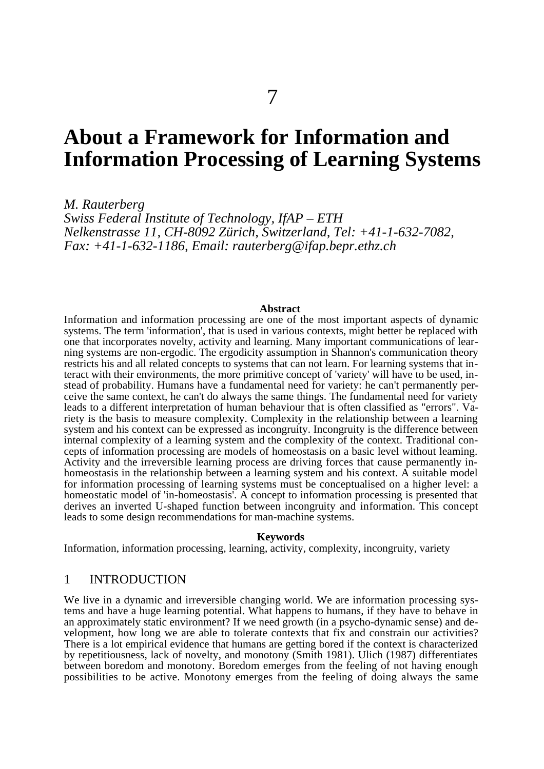# About a Framework for Information and Information Processing of Learning Systems

*M. Rauterberg*
*Swiss Federal Institute of Technology, IfAP – ETH*
*Nelkenstrasse 11, CH-8092 Zürich, Switzerland, Tel: +41-1-632-7082, Fax: +41-1-632-1186, Email: rauterberg@ifap.bepr.ethz.ch*

**Abstract**

Information and information processing are one of the most important aspects of dynamic systems. The term 'information', that is used in various contexts, might better be replaced with one that incorporates novelty, activity and learning. Many important communications of learning systems are non-ergodic. The ergodicity assumption in Shannon's communication theory restricts his and all related concepts to systems that can not learn. For learning systems that interact with their environments, the more primitive concept of 'variety' will have to be used, instead of probability. Humans have a fundamental need for variety: he can't permanently perceive the same context, he can't do always the same things. The fundamental need for variety leads to a different interpretation of human behaviour that is often classified as "errors". Variety is the basis to measure complexity. Complexity in the relationship between a learning system and his context can be expressed as incongruity. Incongruity is the difference between internal complexity of a learning system and the complexity of the context. Traditional concepts of information processing are models of homeostasis on a basic level without learning. Activity and the irreversible learning process are driving forces that cause permanently in-homeostasis in the relationship between a learning system and his context. A suitable model for information processing of learning systems must be conceptualised on a higher level: a homeostatic model of 'in-homeostasis'. A concept to information processing is presented that derives an inverted U-shaped function between incongruity and information. This concept leads to some design recommendations for man-machine systems.

**Keywords**

Information, information processing, learning, activity, complexity, incongruity, variety

## 1 INTRODUCTION

We live in a dynamic and irreversible changing world. We are information processing systems and have a huge learning potential. What happens to humans, if they have to behave in an approximately static environment? If we need growth (in a psycho-dynamic sense) and development, how long we are able to tolerate contexts that fix and constrain our activities? There is a lot empirical evidence that humans are getting bored if the context is characterized by repetitiousness, lack of novelty, and monotony (Smith 1981). Ulich (1987) differentiates between boredom and monotony. Boredom emerges from the feeling of not having enough possibilities to be active. Monotony emerges from the feeling of doing always the same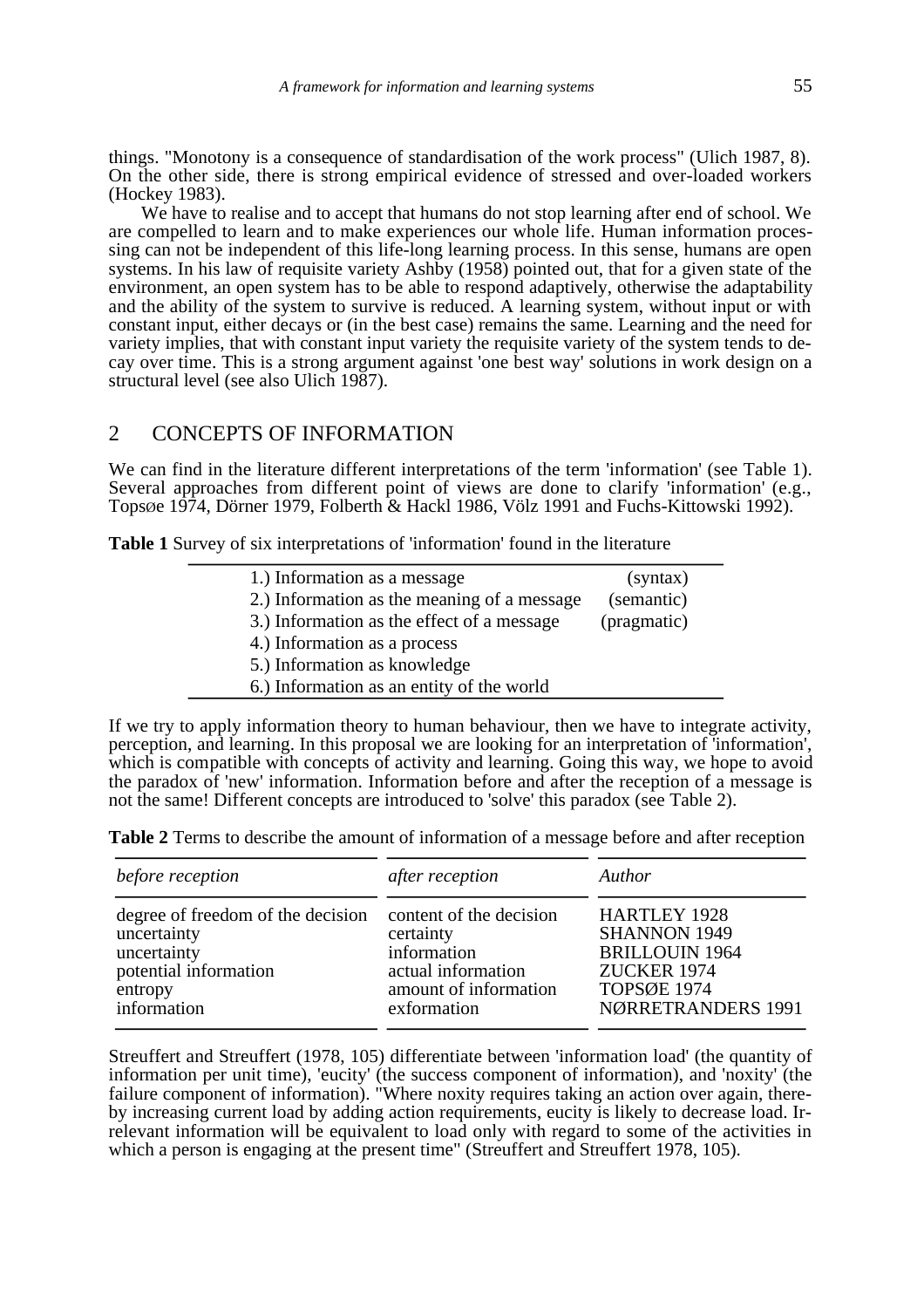things. "Monotony is a consequence of standardisation of the work process" (Ulich 1987, 8). On the other side, there is strong empirical evidence of stressed and over-loaded workers (Hockey 1983).

We have to realise and to accept that humans do not stop learning after end of school. We are compelled to learn and to make experiences our whole life. Human information processing can not be independent of this life-long learning process. In this sense, humans are open systems. In his law of requisite variety Ashby (1958) pointed out, that for a given state of the environment, an open system has to be able to respond adaptively, otherwise the adaptability and the ability of the system to survive is reduced. A learning system, without input or with constant input, either decays or (in the best case) remains the same. Learning and the need for variety implies, that with constant input variety the requisite variety of the system tends to decay over time. This is a strong argument against 'one best way' solutions in work design on a structural level (see also Ulich 1987).

## 2 CONCEPTS OF INFORMATION

We can find in the literature different interpretations of the term 'information' (see Table 1). Several approaches from different point of views are done to clarify 'information' (e.g., Topsøe 1974, Dörner 1979, Folberth & Hackl 1986, Völz 1991 and Fuchs-Kittowski 1992).

**Table 1** Survey of six interpretations of 'information' found in the literature

| | |
|---|---|
| 1.) Information as a message | (syntax) |
| 2.) Information as the meaning of a message | (semantic) |
| 3.) Information as the effect of a message | (pragmatic) |
| 4.) Information as a process | |
| 5.) Information as knowledge | |
| 6.) Information as an entity of the world | |

If we try to apply information theory to human behaviour, then we have to integrate activity, perception, and learning. In this proposal we are looking for an interpretation of 'information', which is compatible with concepts of activity and learning. Going this way, we hope to avoid the paradox of 'new' information. Information before and after the reception of a message is not the same! Different concepts are introduced to 'solve' this paradox (see Table 2).

**Table 2** Terms to describe the amount of information of a message before and after reception

| *before reception* | *after reception* | *Author* |
|---|---|---|
| degree of freedom of the decision | content of the decision | HARTLEY 1928 |
| uncertainty | certainty | SHANNON 1949 |
| uncertainty | information | BRILLOUIN 1964 |
| potential information | actual information | ZUCKER 1974 |
| entropy | amount of information | TOPSØE 1974 |
| information | exformation | NØRRETRANDERS 1991 |

Streuffert and Streuffert (1978, 105) differentiate between 'information load' (the quantity of information per unit time), 'eucity' (the success component of information), and 'noxity' (the failure component of information). "Where noxity requires taking an action over again, thereby increasing current load by adding action requirements, eucity is likely to decrease load. Irrelevant information will be equivalent to load only with regard to some of the activities in which a person is engaging at the present time" (Streuffert and Streuffert 1978, 105).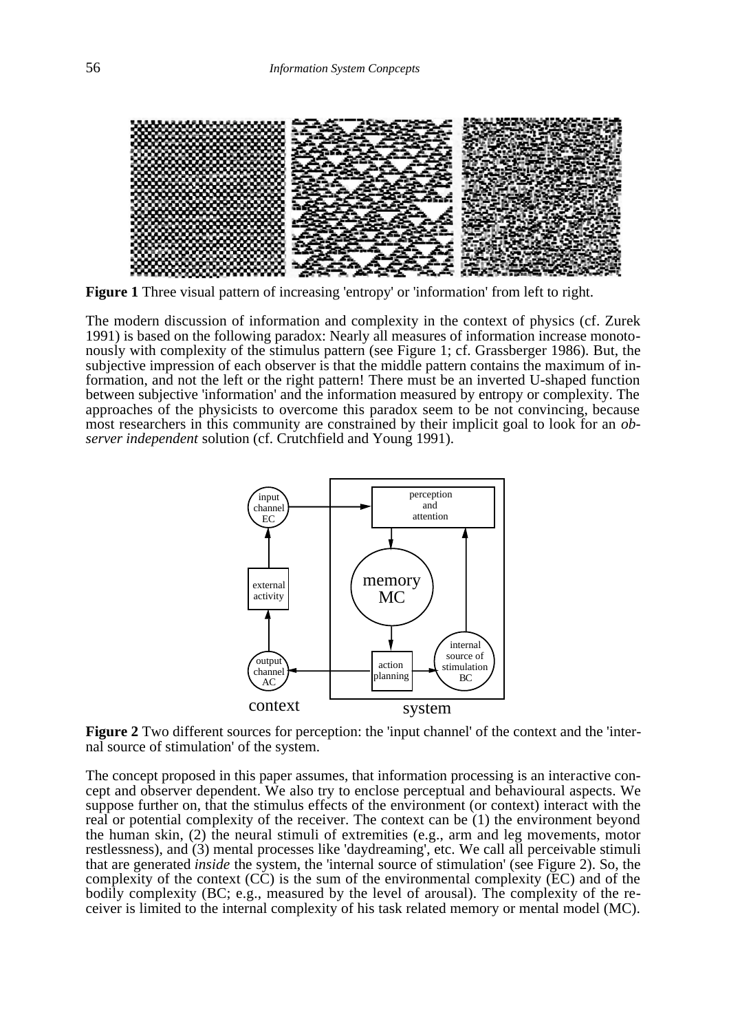**Figure 1** Three visual pattern of increasing 'entropy' or 'information' from left to right.

The modern discussion of information and complexity in the context of physics (cf. Zurek 1991) is based on the following paradox: Nearly all measures of information increase monotonously with complexity of the stimulus pattern (see Figure 1; cf. Grassberger 1986). But, the subjective impression of each observer is that the middle pattern contains the maximum of information, and not the left or the right pattern! There must be an inverted U-shaped function between subjective 'information' and the information measured by entropy or complexity. The approaches of the physicists to overcome this paradox seem to be not convincing, because most researchers in this community are constrained by their implicit goal to look for an *observer independent* solution (cf. Crutchfield and Young 1991).

**Figure 2** Two different sources for perception: the 'input channel' of the context and the 'internal source of stimulation' of the system.

The concept proposed in this paper assumes, that information processing is an interactive concept and observer dependent. We also try to enclose perceptual and behavioural aspects. We suppose further on, that the stimulus effects of the environment (or context) interact with the real or potential complexity of the receiver. The context can be (1) the environment beyond the human skin, (2) the neural stimuli of extremities (e.g., arm and leg movements, motor restlessness), and (3) mental processes like 'daydreaming', etc. We call all perceivable stimuli that are generated *inside* the system, the 'internal source of stimulation' (see Figure 2). So, the complexity of the context (CC) is the sum of the environmental complexity (EC) and of the bodily complexity (BC; e.g., measured by the level of arousal). The complexity of the receiver is limited to the internal complexity of his task related memory or mental model (MC).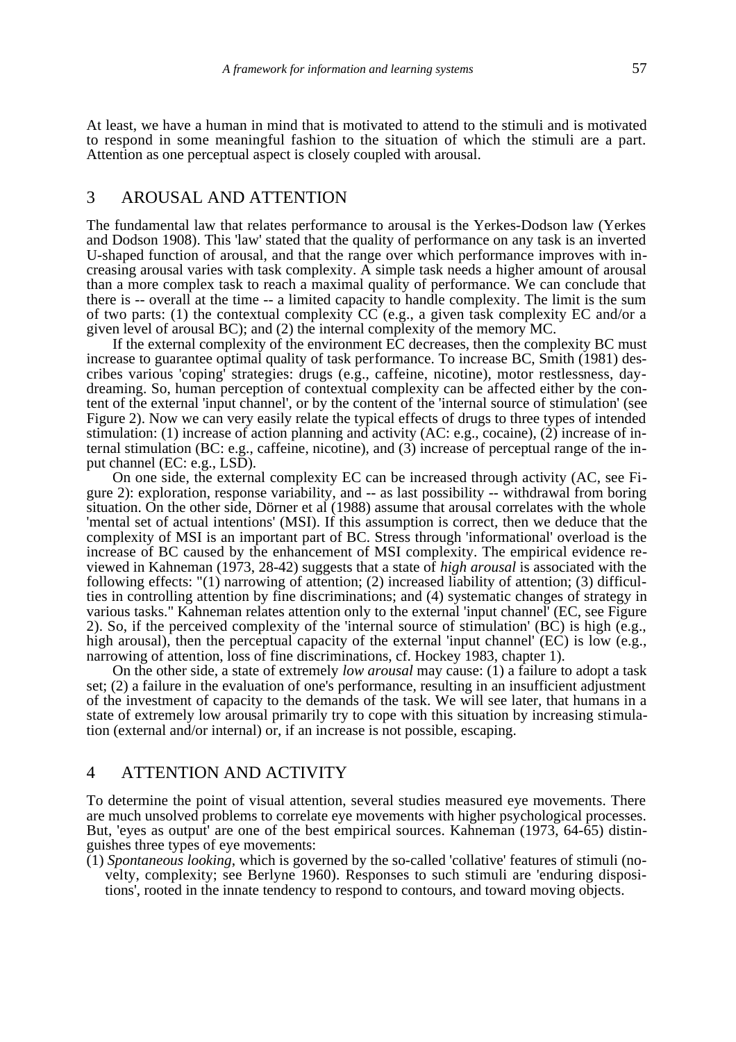At least, we have a human in mind that is motivated to attend to the stimuli and is motivated to respond in some meaningful fashion to the situation of which the stimuli are a part. Attention as one perceptual aspect is closely coupled with arousal.

## 3 AROUSAL AND ATTENTION

The fundamental law that relates performance to arousal is the Yerkes-Dodson law (Yerkes and Dodson 1908). This 'law' stated that the quality of performance on any task is an inverted U-shaped function of arousal, and that the range over which performance improves with increasing arousal varies with task complexity. A simple task needs a higher amount of arousal than a more complex task to reach a maximal quality of performance. We can conclude that there is -- overall at the time -- a limited capacity to handle complexity. The limit is the sum of two parts: (1) the contextual complexity CC (e.g., a given task complexity EC and/or a given level of arousal BC); and (2) the internal complexity of the memory MC.

If the external complexity of the environment EC decreases, then the complexity BC must increase to guarantee optimal quality of task performance. To increase BC, Smith (1981) describes various 'coping' strategies: drugs (e.g., caffeine, nicotine), motor restlessness, daydreaming. So, human perception of contextual complexity can be affected either by the content of the external 'input channel', or by the content of the 'internal source of stimulation' (see Figure 2). Now we can very easily relate the typical effects of drugs to three types of intended stimulation: (1) increase of action planning and activity (AC: e.g., cocaine), (2) increase of internal stimulation (BC: e.g., caffeine, nicotine), and (3) increase of perceptual range of the input channel (EC: e.g., LSD).

On one side, the external complexity EC can be increased through activity (AC, see Figure 2): exploration, response variability, and -- as last possibility -- withdrawal from boring situation. On the other side, Dörner et al (1988) assume that arousal correlates with the whole 'mental set of actual intentions' (MSI). If this assumption is correct, then we deduce that the complexity of MSI is an important part of BC. Stress through 'informational' overload is the increase of BC caused by the enhancement of MSI complexity. The empirical evidence reviewed in Kahneman (1973, 28-42) suggests that a state of *high arousal* is associated with the following effects: "(1) narrowing of attention; (2) increased liability of attention; (3) difficulties in controlling attention by fine discriminations; and (4) systematic changes of strategy in various tasks." Kahneman relates attention only to the external 'input channel' (EC, see Figure 2). So, if the perceived complexity of the 'internal source of stimulation' (BC) is high (e.g., high arousal), then the perceptual capacity of the external 'input channel' (EC) is low (e.g., narrowing of attention, loss of fine discriminations, cf. Hockey 1983, chapter 1).

On the other side, a state of extremely *low arousal* may cause: (1) a failure to adopt a task set; (2) a failure in the evaluation of one's performance, resulting in an insufficient adjustment of the investment of capacity to the demands of the task. We will see later, that humans in a state of extremely low arousal primarily try to cope with this situation by increasing stimulation (external and/or internal) or, if an increase is not possible, escaping.

## 4 ATTENTION AND ACTIVITY

To determine the point of visual attention, several studies measured eye movements. There are much unsolved problems to correlate eye movements with higher psychological processes. But, 'eyes as output' are one of the best empirical sources. Kahneman (1973, 64-65) distinguishes three types of eye movements:

(1) *Spontaneous looking*, which is governed by the so-called 'collative' features of stimuli (novelty, complexity; see Berlyne 1960). Responses to such stimuli are 'enduring dispositions', rooted in the innate tendency to respond to contours, and toward moving objects.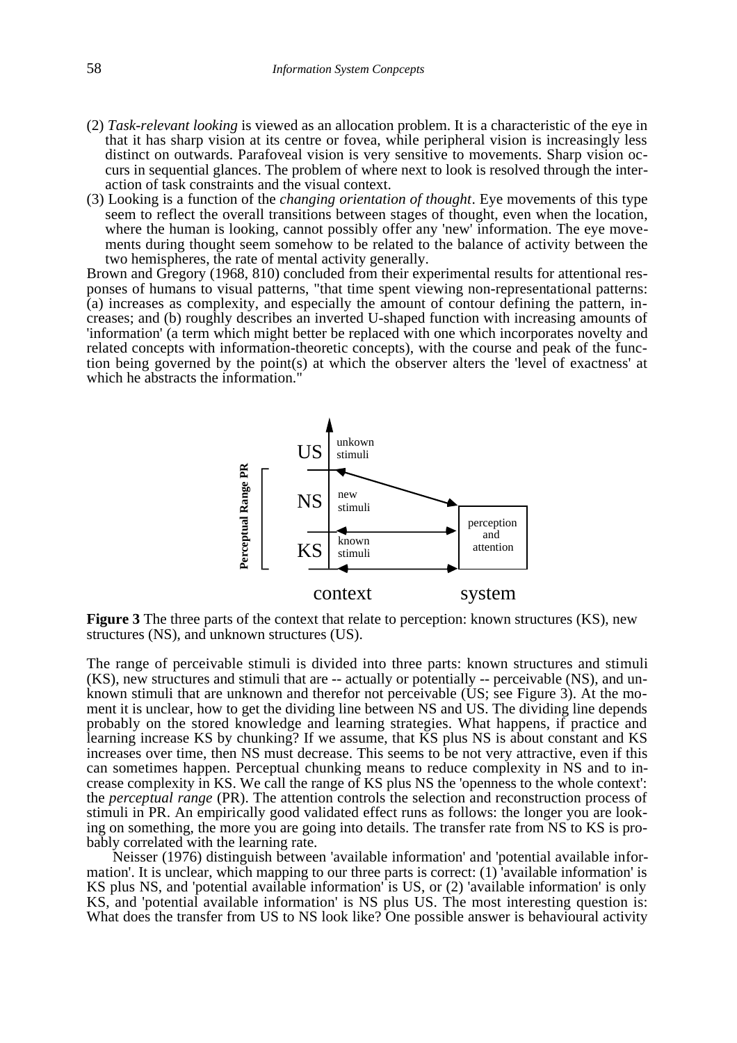(2) *Task-relevant looking* is viewed as an allocation problem. It is a characteristic of the eye in that it has sharp vision at its centre or fovea, while peripheral vision is increasingly less distinct on outwards. Parafoveal vision is very sensitive to movements. Sharp vision occurs in sequential glances. The problem of where next to look is resolved through the interaction of task constraints and the visual context.

(3) Looking is a function of the *changing orientation of thought*. Eye movements of this type seem to reflect the overall transitions between stages of thought, even when the location, where the human is looking, cannot possibly offer any 'new' information. The eye movements during thought seem somehow to be related to the balance of activity between the two hemispheres, the rate of mental activity generally.

Brown and Gregory (1968, 810) concluded from their experimental results for attentional responses of humans to visual patterns, "that time spent viewing non-representational patterns: (a) increases as complexity, and especially the amount of contour defining the pattern, increases; and (b) roughly describes an inverted U-shaped function with increasing amounts of 'information' (a term which might better be replaced with one which incorporates novelty and related concepts with information-theoretic concepts), with the course and peak of the function being governed by the point(s) at which the observer alters the 'level of exactness' at which he abstracts the information."

**Figure 3** The three parts of the context that relate to perception: known structures (KS), new structures (NS), and unknown structures (US).

The range of perceivable stimuli is divided into three parts: known structures and stimuli (KS), new structures and stimuli that are -- actually or potentially -- perceivable (NS), and unknown stimuli that are unknown and therefor not perceivable (US; see Figure 3). At the moment it is unclear, how to get the dividing line between NS and US. The dividing line depends probably on the stored knowledge and learning strategies. What happens, if practice and learning increase KS by chunking? If we assume, that KS plus NS is about constant and KS increases over time, then NS must decrease. This seems to be not very attractive, even if this can sometimes happen. Perceptual chunking means to reduce complexity in NS and to increase complexity in KS. We call the range of KS plus NS the 'openness to the whole context': the *perceptual range* (PR). The attention controls the selection and reconstruction process of stimuli in PR. An empirically good validated effect runs as follows: the longer you are looking on something, the more you are going into details. The transfer rate from NS to KS is probably correlated with the learning rate.

Neisser (1976) distinguish between 'available information' and 'potential available information'. It is unclear, which mapping to our three parts is correct: (1) 'available information' is KS plus NS, and 'potential available information' is US, or (2) 'available information' is only KS, and 'potential available information' is NS plus US. The most interesting question is: What does the transfer from US to NS look like? One possible answer is behavioural activity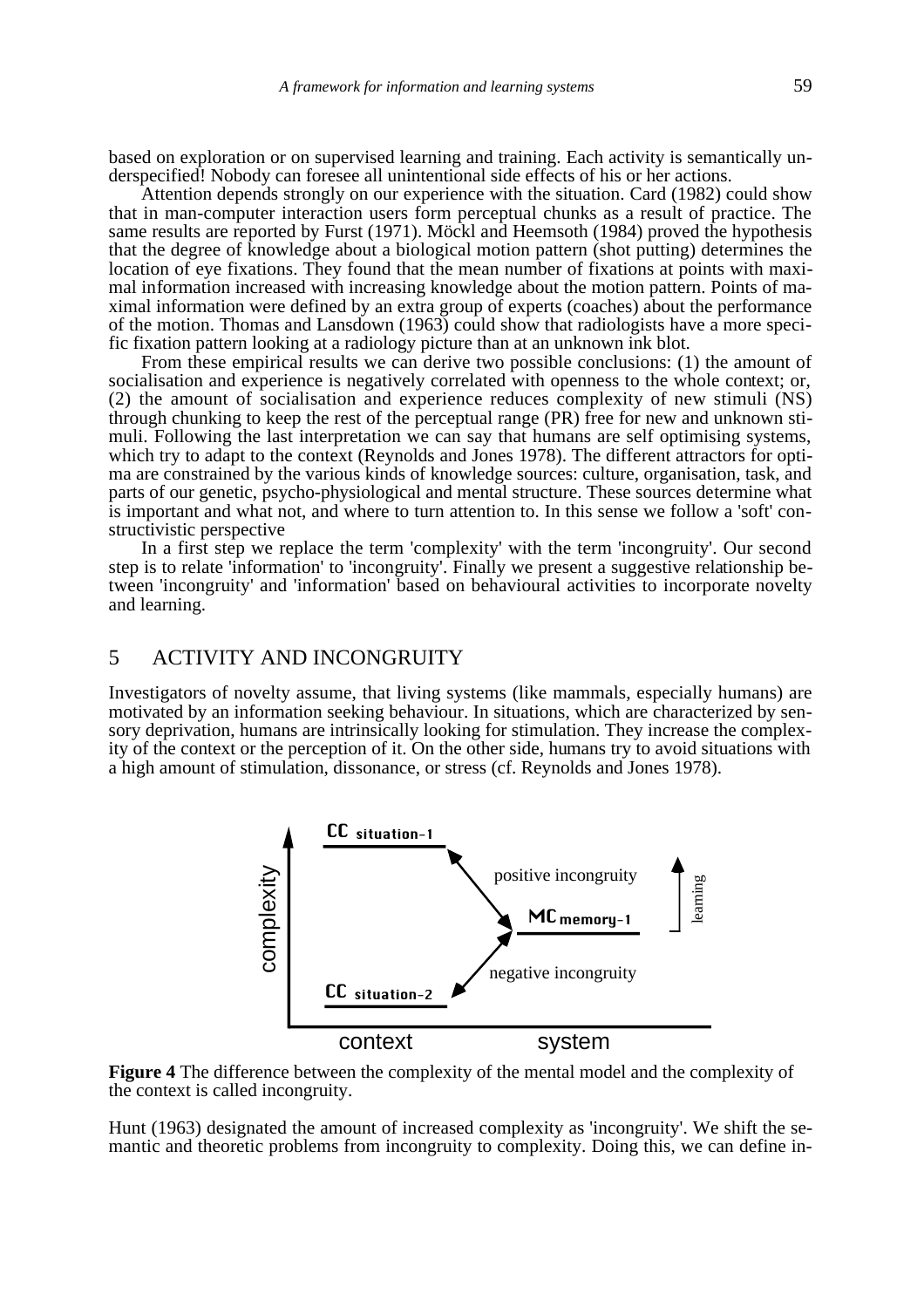based on exploration or on supervised learning and training. Each activity is semantically underspecified! Nobody can foresee all unintentional side effects of his or her actions.

Attention depends strongly on our experience with the situation. Card (1982) could show that in man-computer interaction users form perceptual chunks as a result of practice. The same results are reported by Furst (1971). Möckl and Heemsoth (1984) proved the hypothesis that the degree of knowledge about a biological motion pattern (shot putting) determines the location of eye fixations. They found that the mean number of fixations at points with maximal information increased with increasing knowledge about the motion pattern. Points of maximal information were defined by an extra group of experts (coaches) about the performance of the motion. Thomas and Lansdown (1963) could show that radiologists have a more specific fixation pattern looking at a radiology picture than at an unknown ink blot.

From these empirical results we can derive two possible conclusions: (1) the amount of socialisation and experience is negatively correlated with openness to the whole context; or, (2) the amount of socialisation and experience reduces complexity of new stimuli (NS) through chunking to keep the rest of the perceptual range (PR) free for new and unknown stimuli. Following the last interpretation we can say that humans are self optimising systems, which try to adapt to the context (Reynolds and Jones 1978). The different attractors for optima are constrained by the various kinds of knowledge sources: culture, organisation, task, and parts of our genetic, psycho-physiological and mental structure. These sources determine what is important and what not, and where to turn attention to. In this sense we follow a 'soft' constructivistic perspective

In a first step we replace the term 'complexity' with the term 'incongruity'. Our second step is to relate 'information' to 'incongruity'. Finally we present a suggestive relationship between 'incongruity' and 'information' based on behavioural activities to incorporate novelty and learning.

## 5 ACTIVITY AND INCONGRUITY

Investigators of novelty assume, that living systems (like mammals, especially humans) are motivated by an information seeking behaviour. In situations, which are characterized by sensory deprivation, humans are intrinsically looking for stimulation. They increase the complexity of the context or the perception of it. On the other side, humans try to avoid situations with a high amount of stimulation, dissonance, or stress (cf. Reynolds and Jones 1978).

**Figure 4** The difference between the complexity of the mental model and the complexity of the context is called incongruity.

Hunt (1963) designated the amount of increased complexity as 'incongruity'. We shift the semantic and theoretic problems from incongruity to complexity. Doing this, we can define in-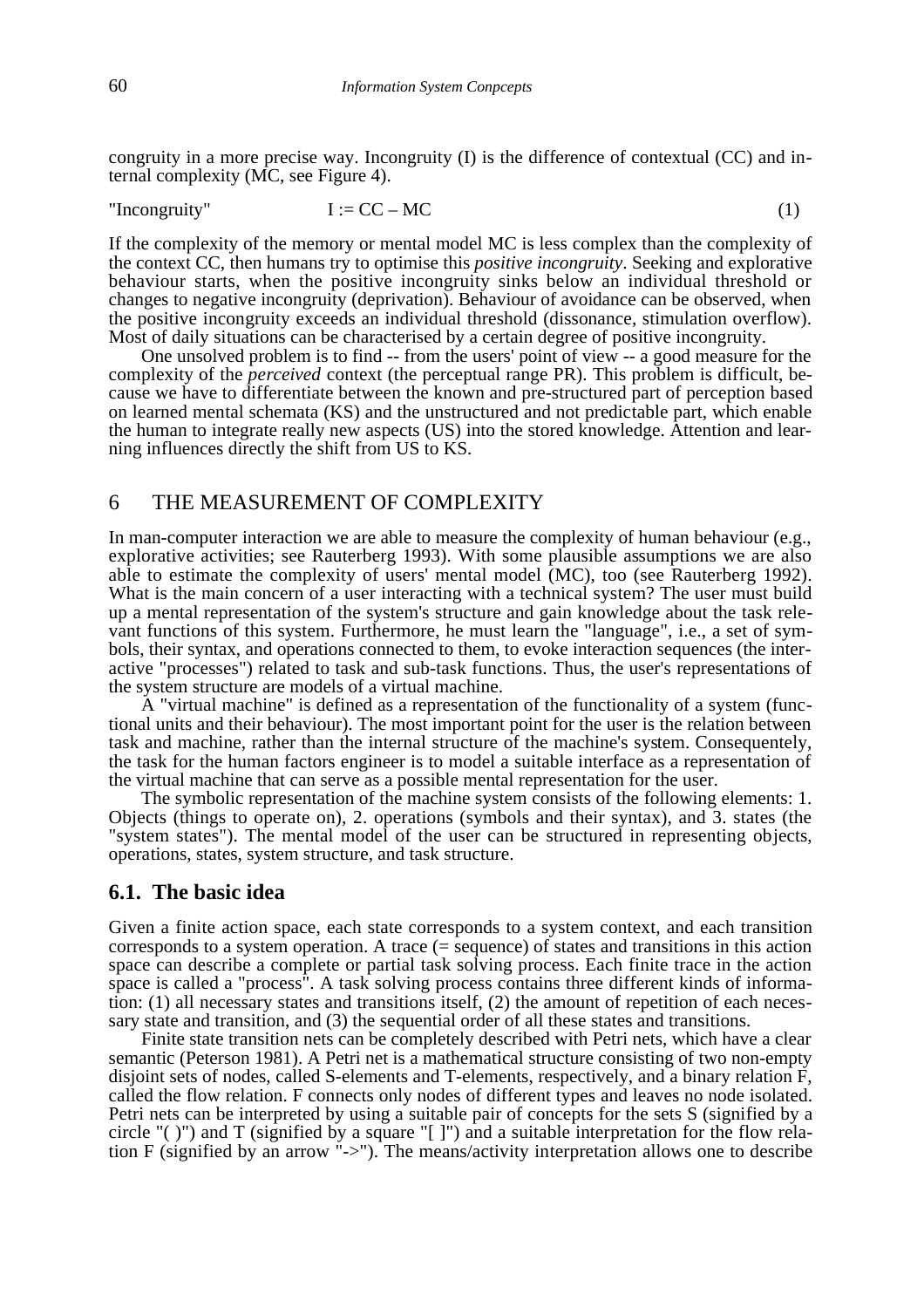congruity in a more precise way. Incongruity (I) is the difference of contextual (CC) and internal complexity (MC, see Figure 4).

"Incongruity" $$I := CC - MC \quad (1)$$

If the complexity of the memory or mental model MC is less complex than the complexity of the context CC, then humans try to optimise this *positive incongruity*. Seeking and explorative behaviour starts, when the positive incongruity sinks below an individual threshold or changes to negative incongruity (deprivation). Behaviour of avoidance can be observed, when the positive incongruity exceeds an individual threshold (dissonance, stimulation overflow). Most of daily situations can be characterised by a certain degree of positive incongruity.

One unsolved problem is to find -- from the users' point of view -- a good measure for the complexity of the *perceived* context (the perceptual range PR). This problem is difficult, because we have to differentiate between the known and pre-structured part of perception based on learned mental schemata (KS) and the unstructured and not predictable part, which enable the human to integrate really new aspects (US) into the stored knowledge. Attention and learning influences directly the shift from US to KS.

## 6 THE MEASUREMENT OF COMPLEXITY

In man-computer interaction we are able to measure the complexity of human behaviour (e.g., explorative activities; see Rauterberg 1993). With some plausible assumptions we are also able to estimate the complexity of users' mental model (MC), too (see Rauterberg 1992). What is the main concern of a user interacting with a technical system? The user must build up a mental representation of the system's structure and gain knowledge about the task relevant functions of this system. Furthermore, he must learn the "language", i.e., a set of symbols, their syntax, and operations connected to them, to evoke interaction sequences (the interactive "processes") related to task and sub-task functions. Thus, the user's representations of the system structure are models of a virtual machine.

A "virtual machine" is defined as a representation of the functionality of a system (functional units and their behaviour). The most important point for the user is the relation between task and machine, rather than the internal structure of the machine's system. Consequentely, the task for the human factors engineer is to model a suitable interface as a representation of the virtual machine that can serve as a possible mental representation for the user.

The symbolic representation of the machine system consists of the following elements: 1. Objects (things to operate on), 2. operations (symbols and their syntax), and 3. states (the "system states"). The mental model of the user can be structured in representing objects, operations, states, system structure, and task structure.

### 6.1. The basic idea

Given a finite action space, each state corresponds to a system context, and each transition corresponds to a system operation. A trace (= sequence) of states and transitions in this action space can describe a complete or partial task solving process. Each finite trace in the action space is called a "process". A task solving process contains three different kinds of information: (1) all necessary states and transitions itself, (2) the amount of repetition of each necessary state and transition, and (3) the sequential order of all these states and transitions.

Finite state transition nets can be completely described with Petri nets, which have a clear semantic (Peterson 1981). A Petri net is a mathematical structure consisting of two non-empty disjoint sets of nodes, called S-elements and T-elements, respectively, and a binary relation F, called the flow relation. F connects only nodes of different types and leaves no node isolated. Petri nets can be interpreted by using a suitable pair of concepts for the sets S (signified by a circle "( )") and T (signified by a square "[ ]") and a suitable interpretation for the flow relation F (signified by an arrow "->"). The means/activity interpretation allows one to describe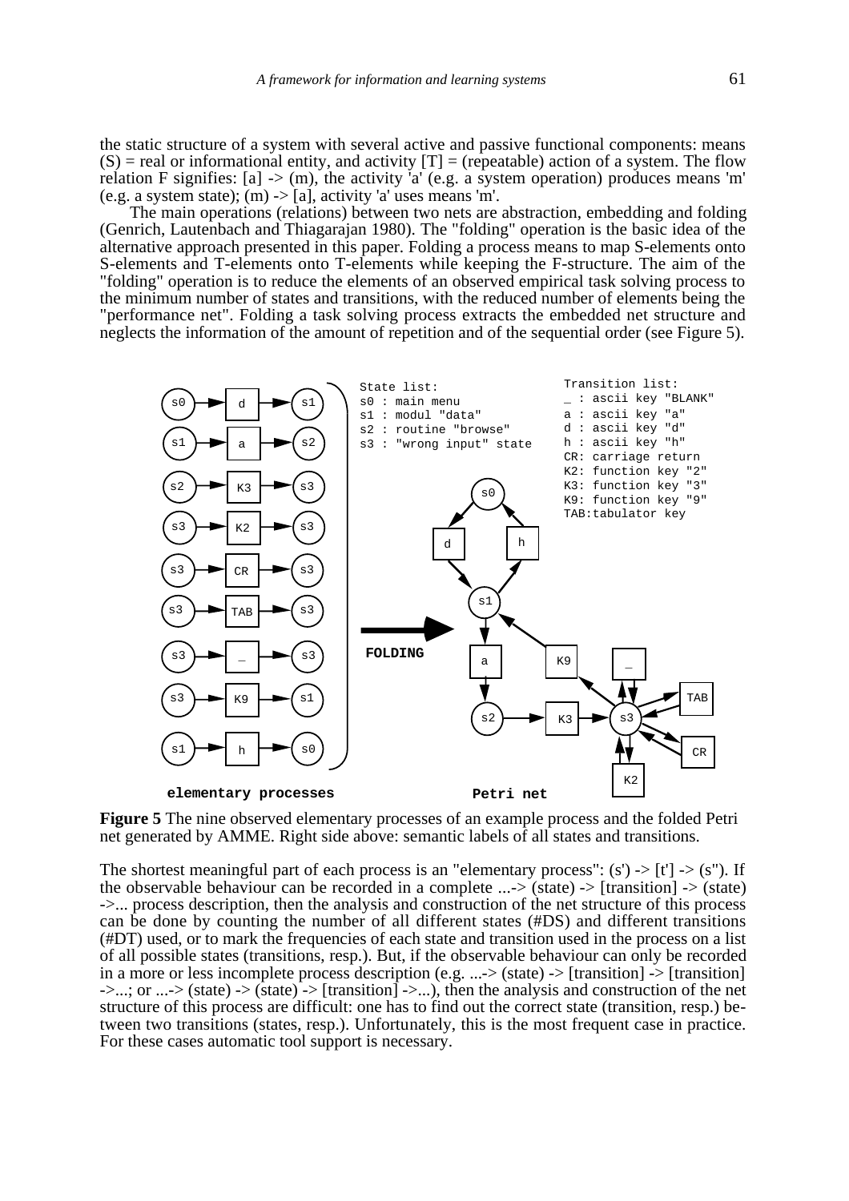the static structure of a system with several active and passive functional components: means (S) = real or informational entity, and activity [T] = (repeatable) action of a system. The flow relation F signifies: [a] -> (m), the activity 'a' (e.g. a system operation) produces means 'm' (e.g. a system state); (m) -> [a], activity 'a' uses means 'm'.

The main operations (relations) between two nets are abstraction, embedding and folding (Genrich, Lautenbach and Thiagarajan 1980). The "folding" operation is the basic idea of the alternative approach presented in this paper. Folding a process means to map S-elements onto S-elements and T-elements onto T-elements while keeping the F-structure. The aim of the "folding" operation is to reduce the elements of an observed empirical task solving process to the minimum number of states and transitions, with the reduced number of elements being the "performance net". Folding a task solving process extracts the embedded net structure and neglects the information of the amount of repetition and of the sequential order (see Figure 5).

s0 d s1
s1 a s2
s2 K3 s3
s3 K2 s3
s3 CR s3
s3 TAB s3
s3 _ s3
s3 K9 s1
s1 h s0

elementary processes

FOLDING

State list:
s0 : main menu
s1 : modul "data"
s2 : routine "browse"
s3 : "wrong input" state

Transition list:
_ : ascii key "BLANK"
a : ascii key "a"
d : ascii key "d"
h : ascii key "h"
CR: carriage return
K2: function key "2"
K3: function key "3"
K9: function key "9"
TAB:tabulator key

Petri net

**Figure 5** The nine observed elementary processes of an example process and the folded Petri net generated by AMME. Right side above: semantic labels of all states and transitions.

The shortest meaningful part of each process is an "elementary process": (s') -> [t'] -> (s"). If the observable behaviour can be recorded in a complete ...-> (state) -> [transition] -> (state) ->... process description, then the analysis and construction of the net structure of this process can be done by counting the number of all different states (#DS) and different transitions (#DT) used, or to mark the frequencies of each state and transition used in the process on a list of all possible states (transitions, resp.). But, if the observable behaviour can only be recorded in a more or less incomplete process description (e.g. ...-> (state) -> [transition] -> [transition] ->...; or ...-> (state) -> (state) -> [transition] ->...), then the analysis and construction of the net structure of this process are difficult: one has to find out the correct state (transition, resp.) between two transitions (states, resp.). Unfortunately, this is the most frequent case in practice. For these cases automatic tool support is necessary.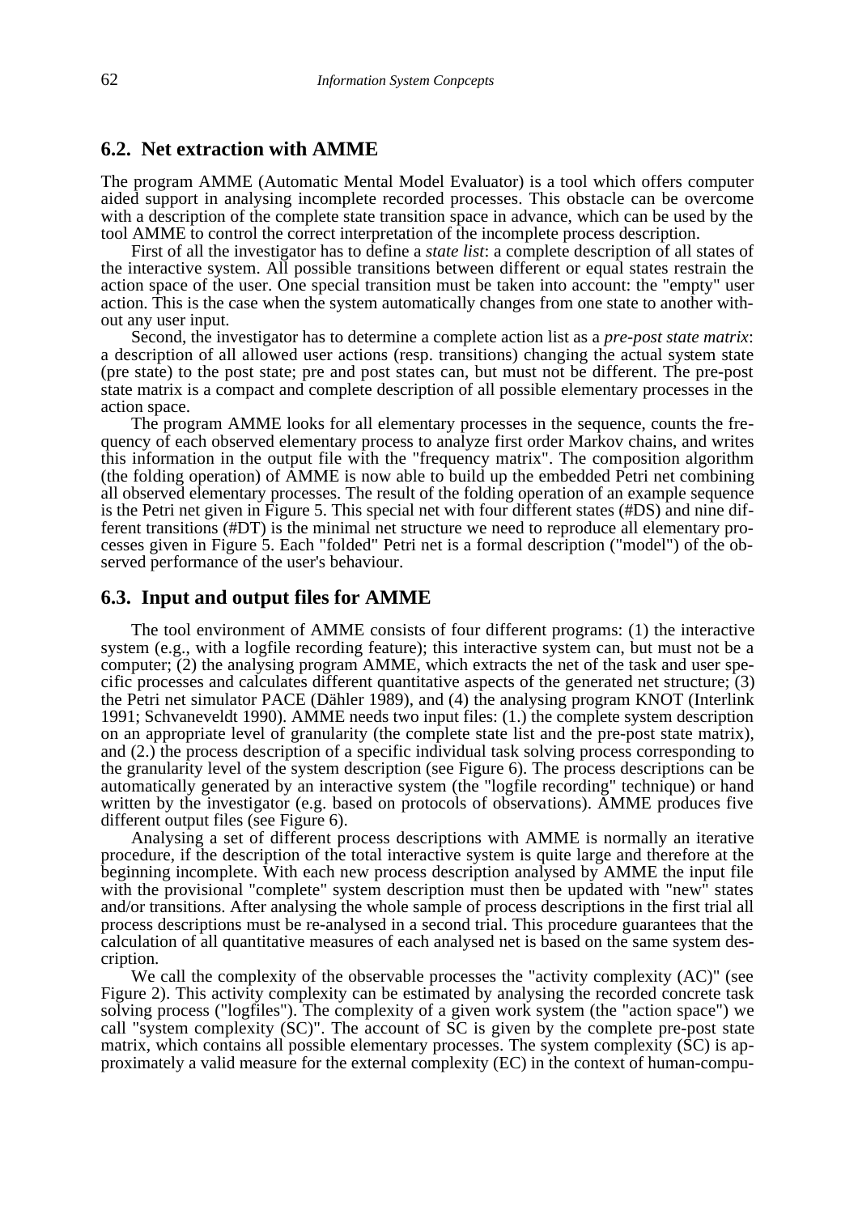## 6.2. Net extraction with AMME

The program AMME (Automatic Mental Model Evaluator) is a tool which offers computer aided support in analysing incomplete recorded processes. This obstacle can be overcome with a description of the complete state transition space in advance, which can be used by the tool AMME to control the correct interpretation of the incomplete process description.

First of all the investigator has to define a *state list*: a complete description of all states of the interactive system. All possible transitions between different or equal states restrain the action space of the user. One special transition must be taken into account: the "empty" user action. This is the case when the system automatically changes from one state to another without any user input.

Second, the investigator has to determine a complete action list as a *pre-post state matrix*: a description of all allowed user actions (resp. transitions) changing the actual system state (pre state) to the post state; pre and post states can, but must not be different. The pre-post state matrix is a compact and complete description of all possible elementary processes in the action space.

The program AMME looks for all elementary processes in the sequence, counts the frequency of each observed elementary process to analyze first order Markov chains, and writes this information in the output file with the "frequency matrix". The composition algorithm (the folding operation) of AMME is now able to build up the embedded Petri net combining all observed elementary processes. The result of the folding operation of an example sequence is the Petri net given in Figure 5. This special net with four different states (#DS) and nine different transitions (#DT) is the minimal net structure we need to reproduce all elementary processes given in Figure 5. Each "folded" Petri net is a formal description ("model") of the observed performance of the user's behaviour.

## 6.3. Input and output files for AMME

The tool environment of AMME consists of four different programs: (1) the interactive system (e.g., with a logfile recording feature); this interactive system can, but must not be a computer; (2) the analysing program AMME, which extracts the net of the task and user specific processes and calculates different quantitative aspects of the generated net structure; (3) the Petri net simulator PACE (Dähler 1989), and (4) the analysing program KNOT (Interlink 1991; Schvaneveldt 1990). AMME needs two input files: (1.) the complete system description on an appropriate level of granularity (the complete state list and the pre-post state matrix), and (2.) the process description of a specific individual task solving process corresponding to the granularity level of the system description (see Figure 6). The process descriptions can be automatically generated by an interactive system (the "logfile recording" technique) or hand written by the investigator (e.g. based on protocols of observations). AMME produces five different output files (see Figure 6).

Analysing a set of different process descriptions with AMME is normally an iterative procedure, if the description of the total interactive system is quite large and therefore at the beginning incomplete. With each new process description analysed by AMME the input file with the provisional "complete" system description must then be updated with "new" states and/or transitions. After analysing the whole sample of process descriptions in the first trial all process descriptions must be re-analysed in a second trial. This procedure guarantees that the calculation of all quantitative measures of each analysed net is based on the same system description.

We call the complexity of the observable processes the "activity complexity (AC)" (see Figure 2). This activity complexity can be estimated by analysing the recorded concrete task solving process ("logfiles"). The complexity of a given work system (the "action space") we call "system complexity (SC)". The account of SC is given by the complete pre-post state matrix, which contains all possible elementary processes. The system complexity (SC) is approximately a valid measure for the external complexity (EC) in the context of human-compu-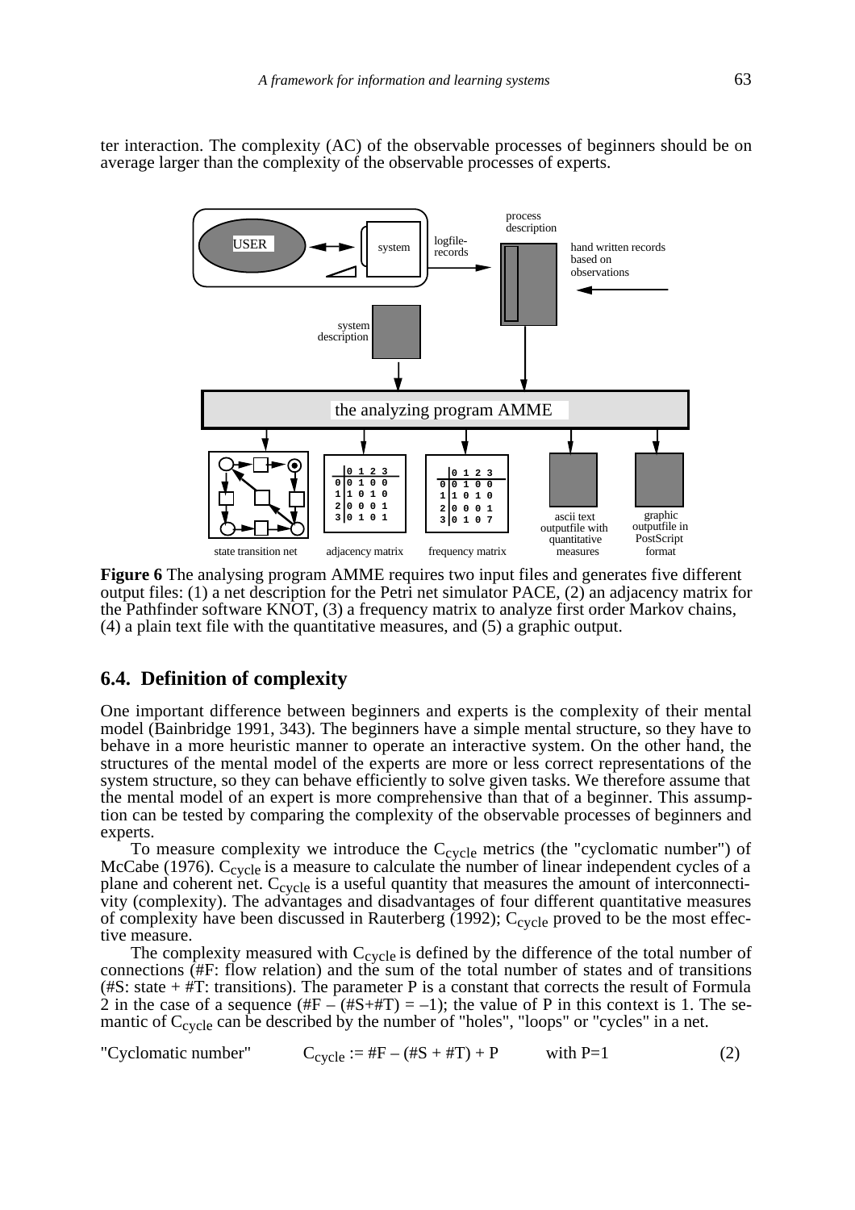ter interaction. The complexity (AC) of the observable processes of beginners should be on average larger than the complexity of the observable processes of experts.

**Figure 6** The analysing program AMME requires two input files and generates five different output files: (1) a net description for the Petri net simulator PACE, (2) an adjacency matrix for the Pathfinder software KNOT, (3) a frequency matrix to analyze first order Markov chains, (4) a plain text file with the quantitative measures, and (5) a graphic output.

## 6.4. Definition of complexity

One important difference between beginners and experts is the complexity of their mental model (Bainbridge 1991, 343). The beginners have a simple mental structure, so they have to behave in a more heuristic manner to operate an interactive system. On the other hand, the structures of the mental model of the experts are more or less correct representations of the system structure, so they can behave efficiently to solve given tasks. We therefore assume that the mental model of an expert is more comprehensive than that of a beginner. This assumption can be tested by comparing the complexity of the observable processes of beginners and experts.

To measure complexity we introduce the $C_{cycle}$ metrics (the "cyclomatic number") of McCabe (1976). $C_{cycle}$ is a measure to calculate the number of linear independent cycles of a plane and coherent net. $C_{cycle}$ is a useful quantity that measures the amount of interconnectivity (complexity). The advantages and disadvantages of four different quantitative measures of complexity have been discussed in Rauterberg (1992); $C_{cycle}$ proved to be the most effective measure.

The complexity measured with $C_{cycle}$ is defined by the difference of the total number of connections (#F: flow relation) and the sum of the total number of states and of transitions (#S: state + #T: transitions). The parameter P is a constant that corrects the result of Formula 2 in the case of a sequence ($\#F - (\#S+\#T) = -1$); the value of P in this context is 1. The semantic of $C_{cycle}$ can be described by the number of "holes", "loops" or "cycles" in a net.

"Cyclomatic number" $$C_{cycle} := \#F - (\#S + \#T) + P \quad \text{with } P=1 \qquad (2)$$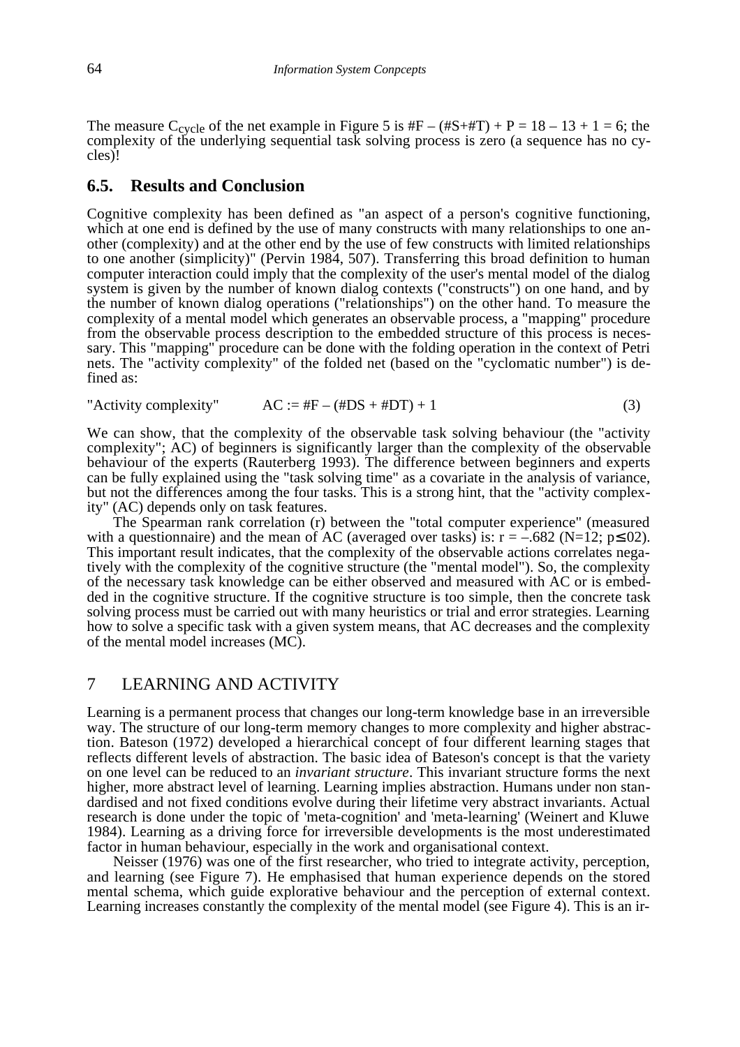The measure $C_{cycle}$ of the net example in Figure 5 is $\#F - (\#S+\#T) + P = 18 - 13 + 1 = 6$; the complexity of the underlying sequential task solving process is zero (a sequence has no cycles)!

## 6.5. Results and Conclusion

Cognitive complexity has been defined as "an aspect of a person's cognitive functioning, which at one end is defined by the use of many constructs with many relationships to one another (complexity) and at the other end by the use of few constructs with limited relationships to one another (simplicity)" (Pervin 1984, 507). Transferring this broad definition to human computer interaction could imply that the complexity of the user's mental model of the dialog system is given by the number of known dialog contexts ("constructs") on one hand, and by the number of known dialog operations ("relationships") on the other hand. To measure the complexity of a mental model which generates an observable process, a "mapping" procedure from the observable process description to the embedded structure of this process is necessary. This "mapping" procedure can be done with the folding operation in the context of Petri nets. The "activity complexity" of the folded net (based on the "cyclomatic number") is defined as:

"Activity complexity" $$AC := \#F - (\#DS + \#DT) + 1 \qquad (3)$$

We can show, that the complexity of the observable task solving behaviour (the "activity complexity"; AC) of beginners is significantly larger than the complexity of the observable behaviour of the experts (Rauterberg 1993). The difference between beginners and experts can be fully explained using the "task solving time" as a covariate in the analysis of variance, but not the differences among the four tasks. This is a strong hint, that the "activity complexity" (AC) depends only on task features.

The Spearman rank correlation (r) between the "total computer experience" (measured with a questionnaire) and the mean of AC (averaged over tasks) is: $r = -.682$ ($N=12$; $p \leq .02$). This important result indicates, that the complexity of the observable actions correlates negatively with the complexity of the cognitive structure (the "mental model"). So, the complexity of the necessary task knowledge can be either observed and measured with AC or is embedded in the cognitive structure. If the cognitive structure is too simple, then the concrete task solving process must be carried out with many heuristics or trial and error strategies. Learning how to solve a specific task with a given system means, that AC decreases and the complexity of the mental model increases (MC).

# 7 LEARNING AND ACTIVITY

Learning is a permanent process that changes our long-term knowledge base in an irreversible way. The structure of our long-term memory changes to more complexity and higher abstraction. Bateson (1972) developed a hierarchical concept of four different learning stages that reflects different levels of abstraction. The basic idea of Bateson's concept is that the variety on one level can be reduced to an *invariant structure*. This invariant structure forms the next higher, more abstract level of learning. Learning implies abstraction. Humans under non standardised and not fixed conditions evolve during their lifetime very abstract invariants. Actual research is done under the topic of 'meta-cognition' and 'meta-learning' (Weinert and Kluwe 1984). Learning as a driving force for irreversible developments is the most underestimated factor in human behaviour, especially in the work and organisational context.

Neisser (1976) was one of the first researcher, who tried to integrate activity, perception, and learning (see Figure 7). He emphasised that human experience depends on the stored mental schema, which guide explorative behaviour and the perception of external context. Learning increases constantly the complexity of the mental model (see Figure 4). This is an ir-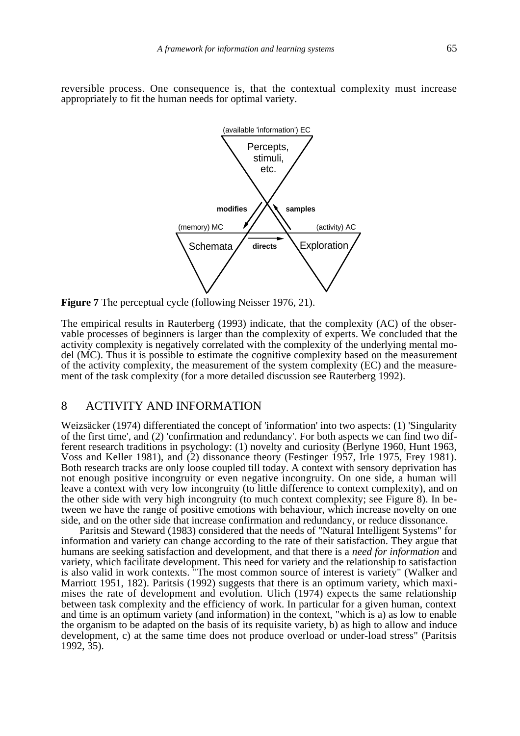reversible process. One consequence is, that the contextual complexity must increase appropriately to fit the human needs for optimal variety.

**Figure 7** The perceptual cycle (following Neisser 1976, 21).

The empirical results in Rauterberg (1993) indicate, that the complexity (AC) of the observable processes of beginners is larger than the complexity of experts. We concluded that the activity complexity is negatively correlated with the complexity of the underlying mental model (MC). Thus it is possible to estimate the cognitive complexity based on the measurement of the activity complexity, the measurement of the system complexity (EC) and the measurement of the task complexity (for a more detailed discussion see Rauterberg 1992).

## 8 ACTIVITY AND INFORMATION

Weizsäcker (1974) differentiated the concept of 'information' into two aspects: (1) 'Singularity of the first time', and (2) 'confirmation and redundancy'. For both aspects we can find two different research traditions in psychology: (1) novelty and curiosity (Berlyne 1960, Hunt 1963, Voss and Keller 1981), and (2) dissonance theory (Festinger 1957, Irle 1975, Frey 1981). Both research tracks are only loose coupled till today. A context with sensory deprivation has not enough positive incongruity or even negative incongruity. On one side, a human will leave a context with very low incongruity (to little difference to context complexity), and on the other side with very high incongruity (to much context complexity; see Figure 8). In between we have the range of positive emotions with behaviour, which increase novelty on one side, and on the other side that increase confirmation and redundancy, or reduce dissonance.

Paritsis and Steward (1983) considered that the needs of "Natural Intelligent Systems" for information and variety can change according to the rate of their satisfaction. They argue that humans are seeking satisfaction and development, and that there is a *need for information* and variety, which facilitate development. This need for variety and the relationship to satisfaction is also valid in work contexts. "The most common source of interest is variety" (Walker and Marriott 1951, 182). Paritsis (1992) suggests that there is an optimum variety, which maximises the rate of development and evolution. Ulich (1974) expects the same relationship between task complexity and the efficiency of work. In particular for a given human, context and time is an optimum variety (and information) in the context, "which is a) as low to enable the organism to be adapted on the basis of its requisite variety, b) as high to allow and induce development, c) at the same time does not produce overload or under-load stress" (Paritsis 1992, 35).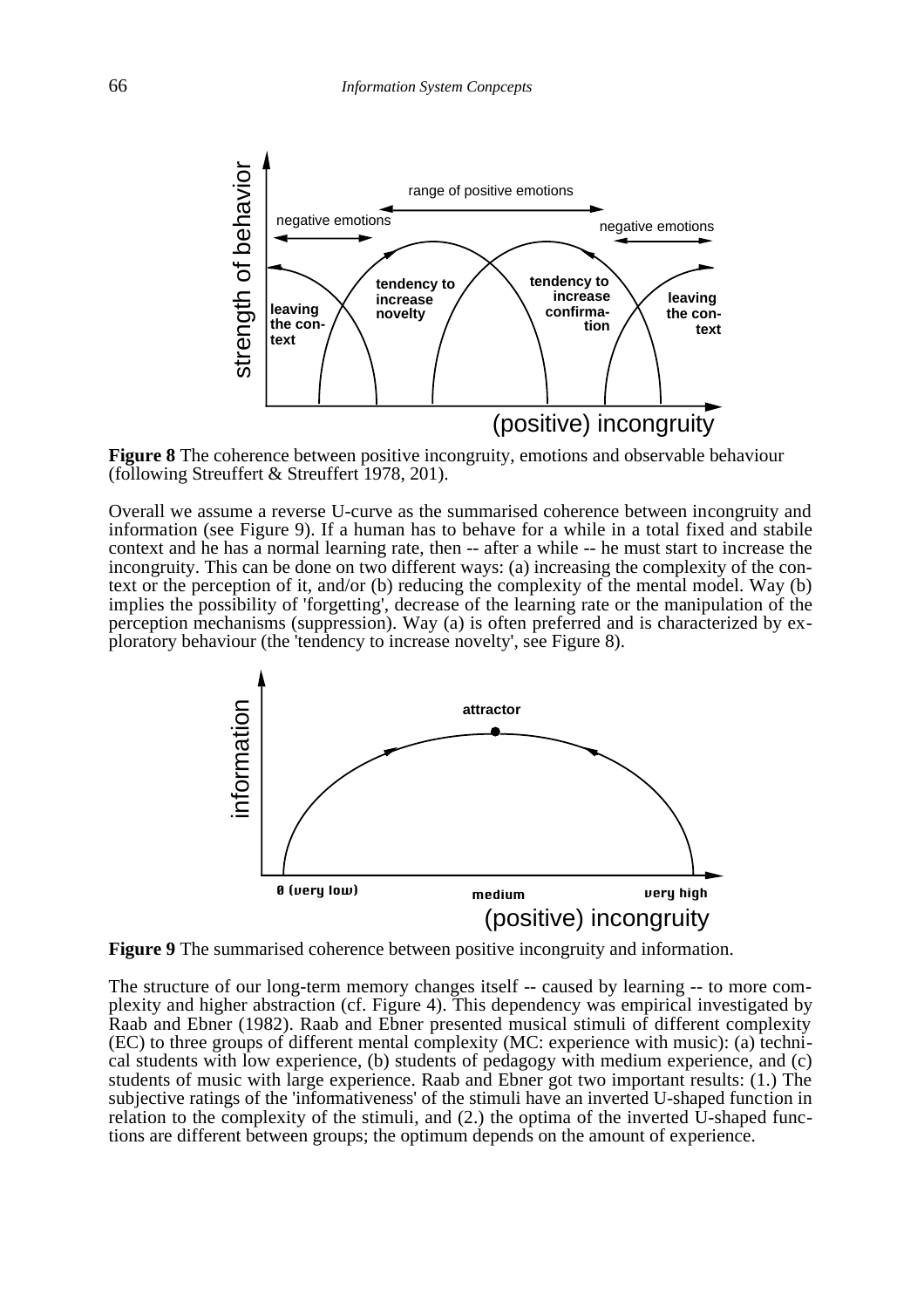**Figure 8** The coherence between positive incongruity, emotions and observable behaviour (following Streuffert & Streuffert 1978, 201).

Overall we assume a reverse U-curve as the summarised coherence between incongruity and information (see Figure 9). If a human has to behave for a while in a total fixed and stabile context and he has a normal learning rate, then -- after a while -- he must start to increase the incongruity. This can be done on two different ways: (a) increasing the complexity of the context or the perception of it, and/or (b) reducing the complexity of the mental model. Way (b) implies the possibility of 'forgetting', decrease of the learning rate or the manipulation of the perception mechanisms (suppression). Way (a) is often preferred and is characterized by exploratory behaviour (the 'tendency to increase novelty', see Figure 8).

**Figure 9** The summarised coherence between positive incongruity and information.

The structure of our long-term memory changes itself -- caused by learning -- to more complexity and higher abstraction (cf. Figure 4). This dependency was empirical investigated by Raab and Ebner (1982). Raab and Ebner presented musical stimuli of different complexity (EC) to three groups of different mental complexity (MC: experience with music): (a) technical students with low experience, (b) students of pedagogy with medium experience, and (c) students of music with large experience. Raab and Ebner got two important results: (1.) The subjective ratings of the 'informativeness' of the stimuli have an inverted U-shaped function in relation to the complexity of the stimuli, and (2.) the optima of the inverted U-shaped functions are different between groups; the optimum depends on the amount of experience.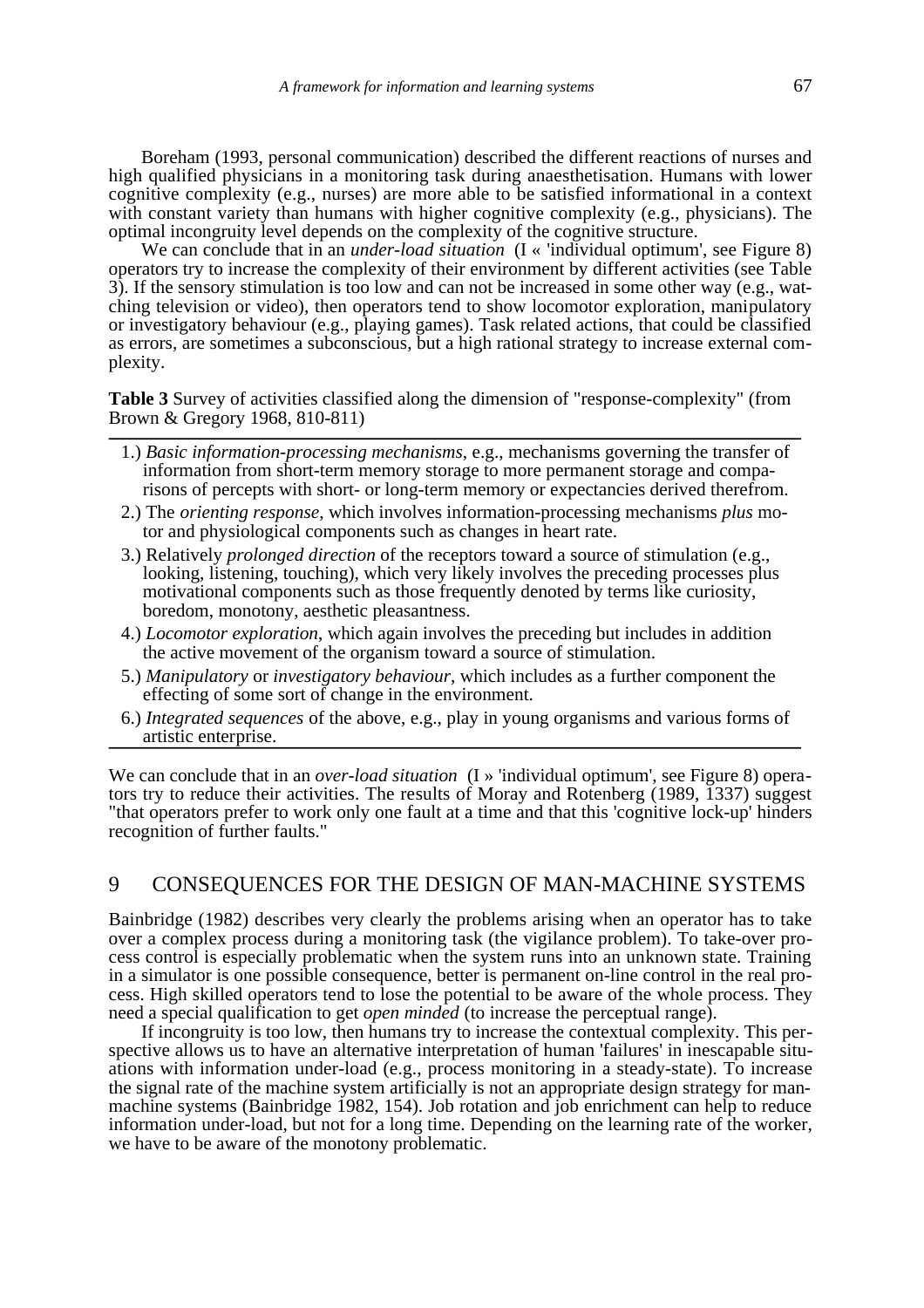Boreham (1993, personal communication) described the different reactions of nurses and high qualified physicians in a monitoring task during anaesthetisation. Humans with lower cognitive complexity (e.g., nurses) are more able to be satisfied informational in a context with constant variety than humans with higher cognitive complexity (e.g., physicians). The optimal incongruity level depends on the complexity of the cognitive structure.

We can conclude that in an *under-load situation* (I « 'individual optimum', see Figure 8) operators try to increase the complexity of their environment by different activities (see Table 3). If the sensory stimulation is too low and can not be increased in some other way (e.g., watching television or video), then operators tend to show locomotor exploration, manipulatory or investigatory behaviour (e.g., playing games). Task related actions, that could be classified as errors, are sometimes a subconscious, but a high rational strategy to increase external complexity.

**Table 3** Survey of activities classified along the dimension of "response-complexity" (from Brown & Gregory 1968, 810-811)

1.) *Basic information-processing mechanisms*, e.g., mechanisms governing the transfer of information from short-term memory storage to more permanent storage and comparisons of percepts with short- or long-term memory or expectancies derived therefrom.
2.) The *orienting response*, which involves information-processing mechanisms *plus* motor and physiological components such as changes in heart rate.
3.) Relatively *prolonged direction* of the receptors toward a source of stimulation (e.g., looking, listening, touching), which very likely involves the preceding processes plus motivational components such as those frequently denoted by terms like curiosity, boredom, monotony, aesthetic pleasantness.
4.) *Locomotor exploration*, which again involves the preceding but includes in addition the active movement of the organism toward a source of stimulation.
5.) *Manipulatory* or *investigatory behaviour*, which includes as a further component the effecting of some sort of change in the environment.
6.) *Integrated sequences* of the above, e.g., play in young organisms and various forms of artistic enterprise.

We can conclude that in an *over-load situation* (I » 'individual optimum', see Figure 8) operators try to reduce their activities. The results of Moray and Rotenberg (1989, 1337) suggest "that operators prefer to work only one fault at a time and that this 'cognitive lock-up' hinders recognition of further faults."

## 9 CONSEQUENCES FOR THE DESIGN OF MAN-MACHINE SYSTEMS

Bainbridge (1982) describes very clearly the problems arising when an operator has to take over a complex process during a monitoring task (the vigilance problem). To take-over process control is especially problematic when the system runs into an unknown state. Training in a simulator is one possible consequence, better is permanent on-line control in the real process. High skilled operators tend to lose the potential to be aware of the whole process. They need a special qualification to get *open minded* (to increase the perceptual range).

If incongruity is too low, then humans try to increase the contextual complexity. This perspective allows us to have an alternative interpretation of human 'failures' in inescapable situations with information under-load (e.g., process monitoring in a steady-state). To increase the signal rate of the machine system artificially is not an appropriate design strategy for man-machine systems (Bainbridge 1982, 154). Job rotation and job enrichment can help to reduce information under-load, but not for a long time. Depending on the learning rate of the worker, we have to be aware of the monotony problematic.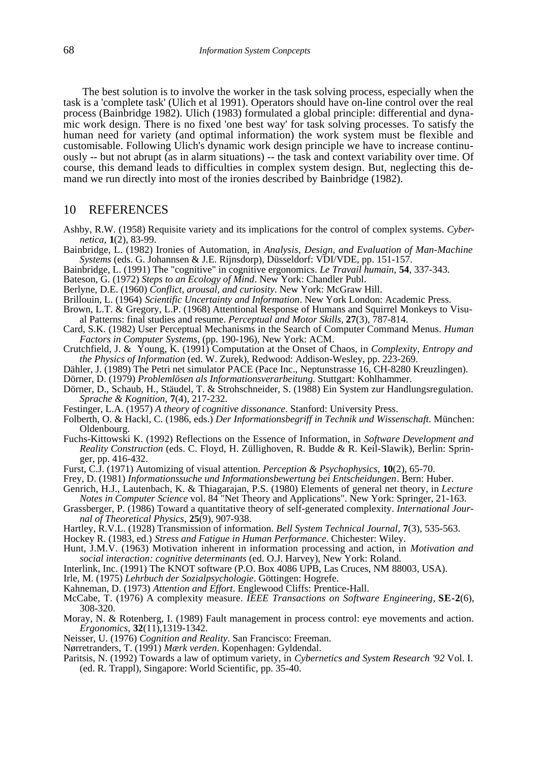The best solution is to involve the worker in the task solving process, especially when the task is a 'complete task' (Ulich et al 1991). Operators should have on-line control over the real process (Bainbridge 1982). Ulich (1983) formulated a global principle: differential and dynamic work design. There is no fixed 'one best way' for task solving processes. To satisfy the human need for variety (and optimal information) the work system must be flexible and customisable. Following Ulich's dynamic work design principle we have to increase continuously -- but not abrupt (as in alarm situations) -- the task and context variability over time. Of course, this demand leads to difficulties in complex system design. But, neglecting this demand we run directly into most of the ironies described by Bainbridge (1982).

## 10 REFERENCES

Ashby, R.W. (1958) Requisite variety and its implications for the control of complex systems. *Cybernetica*, **1**(2), 83-99.

Bainbridge, L. (1982) Ironies of Automation, in *Analysis, Design, and Evaluation of Man-Machine Systems* (eds. G. Johannsen & J.E. Rijnsdorp), Düsseldorf: VDI/VDE, pp. 151-157.

Bainbridge, L. (1991) The "cognitive" in cognitive ergonomics. *Le Travail humain,* **54**, 337-343.

Bateson, G. (1972) *Steps to an Ecology of Mind*. New York: Chandler Publ.

Berlyne, D.E. (1960) *Conflict, arousal, and curiosity*. New York: McGraw Hill.

Brillouin, L. (1964) *Scientific Uncertainty and Information*. New York London: Academic Press.

Brown, L.T. & Gregory, L.P. (1968) Attentional Response of Humans and Squirrel Monkeys to Visual Patterns: final studies and resume. *Perceptual and Motor Skills,* **27**(3), 787-814.

Card, S.K. (1982) User Perceptual Mechanisms in the Search of Computer Command Menus. *Human Factors in Computer Systems*, (pp. 190-196), New York: ACM.

Crutchfield, J. & Young, K. (1991) Computation at the Onset of Chaos, in *Complexity, Entropy and the Physics of Information* (ed. W. Zurek), Redwood: Addison-Wesley, pp. 223-269.

Dähler, J. (1989) The Petri net simulator PACE (Pace Inc., Neptunstrasse 16, CH-8280 Kreuzlingen).

Dörner, D. (1979) *Problemlösen als Informationsverarbeitung*. Stuttgart: Kohlhammer.

Dörner, D., Schaub, H., Stäudel, T. & Strohschneider, S. (1988) Ein System zur Handlungsregulation. *Sprache & Kognition,* **7**(4), 217-232.

Festinger, L.A. (1957) *A theory of cognitive dissonance*. Stanford: University Press.

Folberth, O. & Hackl, C. (1986, eds.) *Der Informationsbegriff in Technik und Wissenschaft*. München: Oldenbourg.

Fuchs-Kittowski K. (1992) Reflections on the Essence of Information, in *Software Development and Reality Construction* (eds. C. Floyd, H. Züllighoven, R. Budde & R. Keil-Slawik), Berlin: Springer, pp. 416-432.

Furst, C.J. (1971) Automizing of visual attention. *Perception & Psychophysics,* **10**(2), 65-70.

Frey, D. (1981) *Informationssuche und Informationsbewertung bei Entscheidungen*. Bern: Huber.

Genrich, H.J., Lautenbach, K. & Thiagarajan, P.S. (1980) Elements of general net theory, in *Lecture Notes in Computer Science* vol. 84 "Net Theory and Applications". New York: Springer, 21-163.

Grassberger, P. (1986) Toward a quantitative theory of self-generated complexity. *International Journal of Theoretical Physics,* **25**(9), 907-938.

Hartley, R.V.L. (1928) Transmission of information. *Bell System Technical Journal,* **7**(3), 535-563.

Hockey R. (1983, ed.) *Stress and Fatigue in Human Performance*. Chichester: Wiley.

Hunt, J.M.V. (1963) Motivation inherent in information processing and action, in *Motivation and social interaction: cognitive determinants* (ed. O.J. Harvey), New York: Roland.

Interlink, Inc. (1991) The KNOT software (P.O. Box 4086 UPB, Las Cruces, NM 88003, USA).

Irle, M. (1975) *Lehrbuch der Sozialpsychologie*. Göttingen: Hogrefe.

Kahneman, D. (1973) *Attention and Effort*. Englewood Cliffs: Prentice-Hall.

McCabe, T. (1976) A complexity measure. *IEEE Transactions on Software Engineering,* **SE-2**(6), 308-320.

Moray, N. & Rotenberg, I. (1989) Fault management in process control: eye movements and action. *Ergonomics,* **32**(11),1319-1342.

Neisser, U. (1976) *Cognition and Reality*. San Francisco: Freeman.

Nørretranders, T. (1991) *Mærk verden*. Kopenhagen: Gyldendal.

Paritsis, N. (1992) Towards a law of optimum variety, in *Cybernetics and System Research '92* Vol. I. (ed. R. Trappl), Singapore: World Scientific, pp. 35-40.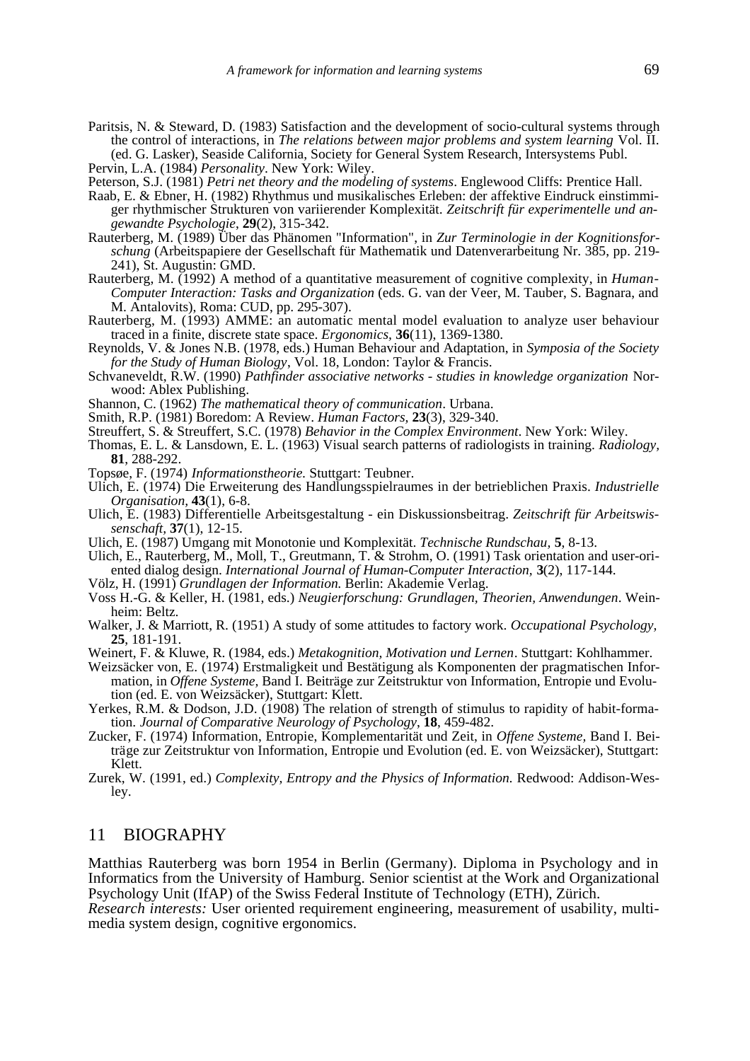Paritsis, N. & Steward, D. (1983) Satisfaction and the development of socio-cultural systems through the control of interactions, in *The relations between major problems and system learning* Vol. II. (ed. G. Lasker), Seaside California, Society for General System Research, Intersystems Publ.

Pervin, L.A. (1984) *Personality*. New York: Wiley.

Peterson, S.J. (1981) *Petri net theory and the modeling of systems*. Englewood Cliffs: Prentice Hall.

Raab, E. & Ebner, H. (1982) Rhythmus und musikalisches Erleben: der affektive Eindruck einstimmiger rhythmischer Strukturen von variierender Komplexität. *Zeitschrift für experimentelle und angewandte Psychologie*, **29**(2), 315-342.

Rauterberg, M. (1989) Über das Phänomen "Information", in *Zur Terminologie in der Kognitionsforschung* (Arbeitspapiere der Gesellschaft für Mathematik und Datenverarbeitung Nr. 385, pp. 219-241), St. Augustin: GMD.

Rauterberg, M. (1992) A method of a quantitative measurement of cognitive complexity, in *Human-Computer Interaction: Tasks and Organization* (eds. G. van der Veer, M. Tauber, S. Bagnara, and M. Antalovits), Roma: CUD, pp. 295-307).

Rauterberg, M. (1993) AMME: an automatic mental model evaluation to analyze user behaviour traced in a finite, discrete state space. *Ergonomics*, **36**(11), 1369-1380.

Reynolds, V. & Jones N.B. (1978, eds.) Human Behaviour and Adaptation, in *Symposia of the Society for the Study of Human Biology*, Vol. 18, London: Taylor & Francis.

Schvaneveldt, R.W. (1990) *Pathfinder associative networks - studies in knowledge organization* Norwood: Ablex Publishing.

Shannon, C. (1962) *The mathematical theory of communication*. Urbana.

Smith, R.P. (1981) Boredom: A Review. *Human Factors*, **23**(3), 329-340.

Streuffert, S. & Streuffert, S.C. (1978) *Behavior in the Complex Environment*. New York: Wiley.

Thomas, E. L. & Lansdown, E. L. (1963) Visual search patterns of radiologists in training. *Radiology*, **81**, 288-292.

Topsøe, F. (1974) *Informationstheorie*. Stuttgart: Teubner.

Ulich, E. (1974) Die Erweiterung des Handlungsspielraumes in der betrieblichen Praxis. *Industrielle Organisation*, **43**(1), 6-8.

Ulich, E. (1983) Differentielle Arbeitsgestaltung - ein Diskussionsbeitrag. *Zeitschrift für Arbeitswissenschaft*, **37**(1), 12-15.

Ulich, E. (1987) Umgang mit Monotonie und Komplexität. *Technische Rundschau*, **5**, 8-13.

Ulich, E., Rauterberg, M., Moll, T., Greutmann, T. & Strohm, O. (1991) Task orientation and user-oriented dialog design. *International Journal of Human-Computer Interaction*, **3**(2), 117-144.

Völz, H. (1991) *Grundlagen der Information.* Berlin: Akademie Verlag.

Voss H.-G. & Keller, H. (1981, eds.) *Neugierforschung: Grundlagen, Theorien, Anwendungen*. Weinheim: Beltz.

Walker, J. & Marriott, R. (1951) A study of some attitudes to factory work. *Occupational Psychology*, **25**, 181-191.

Weinert, F. & Kluwe, R. (1984, eds.) *Metakognition, Motivation und Lernen*. Stuttgart: Kohlhammer.

Weizsäcker von, E. (1974) Erstmaligkeit und Bestätigung als Komponenten der pragmatischen Information, in *Offene Systeme*, Band I. Beiträge zur Zeitstruktur von Information, Entropie und Evolution (ed. E. von Weizsäcker), Stuttgart: Klett.

Yerkes, R.M. & Dodson, J.D. (1908) The relation of strength of stimulus to rapidity of habit-formation. *Journal of Comparative Neurology of Psychology*, **18**, 459-482.

Zucker, F. (1974) Information, Entropie, Komplementarität und Zeit, in *Offene Systeme*, Band I. Beiträge zur Zeitstruktur von Information, Entropie und Evolution (ed. E. von Weizsäcker), Stuttgart: Klett.

Zurek, W. (1991, ed.) *Complexity, Entropy and the Physics of Information.* Redwood: Addison-Wesley.

## 11 BIOGRAPHY

Matthias Rauterberg was born 1954 in Berlin (Germany). Diploma in Psychology and in Informatics from the University of Hamburg. Senior scientist at the Work and Organizational Psychology Unit (IfAP) of the Swiss Federal Institute of Technology (ETH), Zürich.
*Research interests:* User oriented requirement engineering, measurement of usability, multimedia system design, cognitive ergonomics.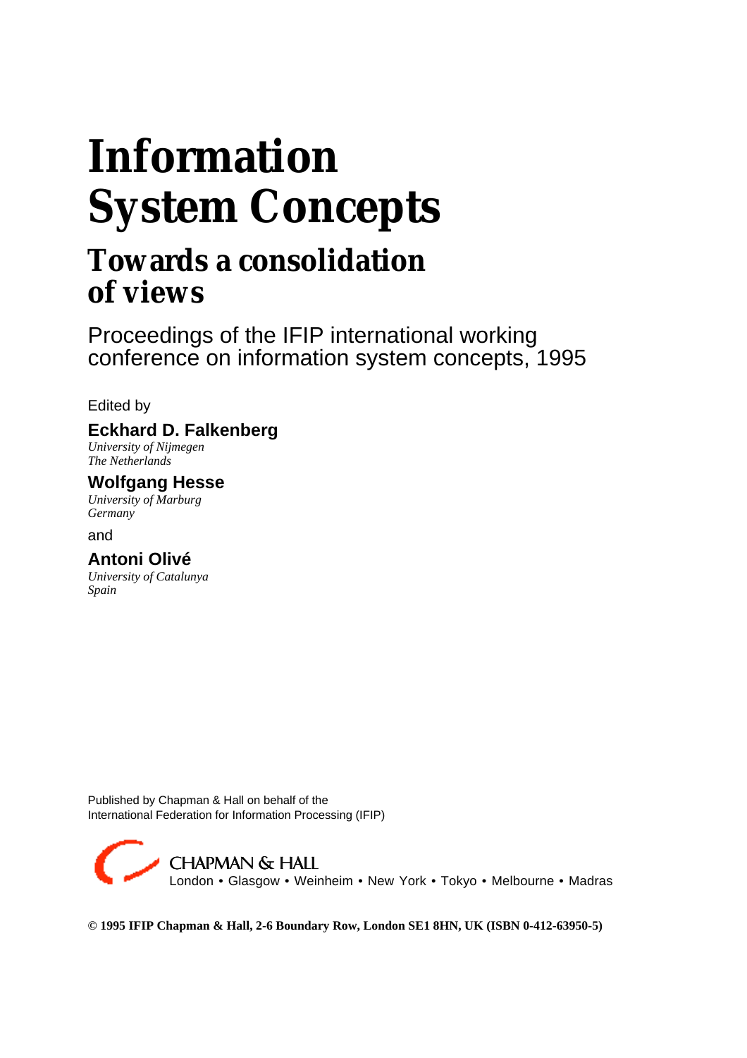# Information System Concepts

## Towards a consolidation of views

Proceedings of the IFIP international working conference on information system concepts, 1995

Edited by

**Eckhard D. Falkenberg**
*University of Nijmegen*
*The Netherlands*

**Wolfgang Hesse**
*University of Marburg*
*Germany*

and

**Antoni Olivé**
*University of Catalunya*
*Spain*

Published by Chapman & Hall on behalf of the
International Federation for Information Processing (IFIP)

CHAPMAN & HALL
London • Glasgow • Weinheim • New York • Tokyo • Melbourne • Madras

**© 1995 IFIP Chapman & Hall, 2-6 Boundary Row, London SE1 8HN, UK (ISBN 0-412-63950-5)**